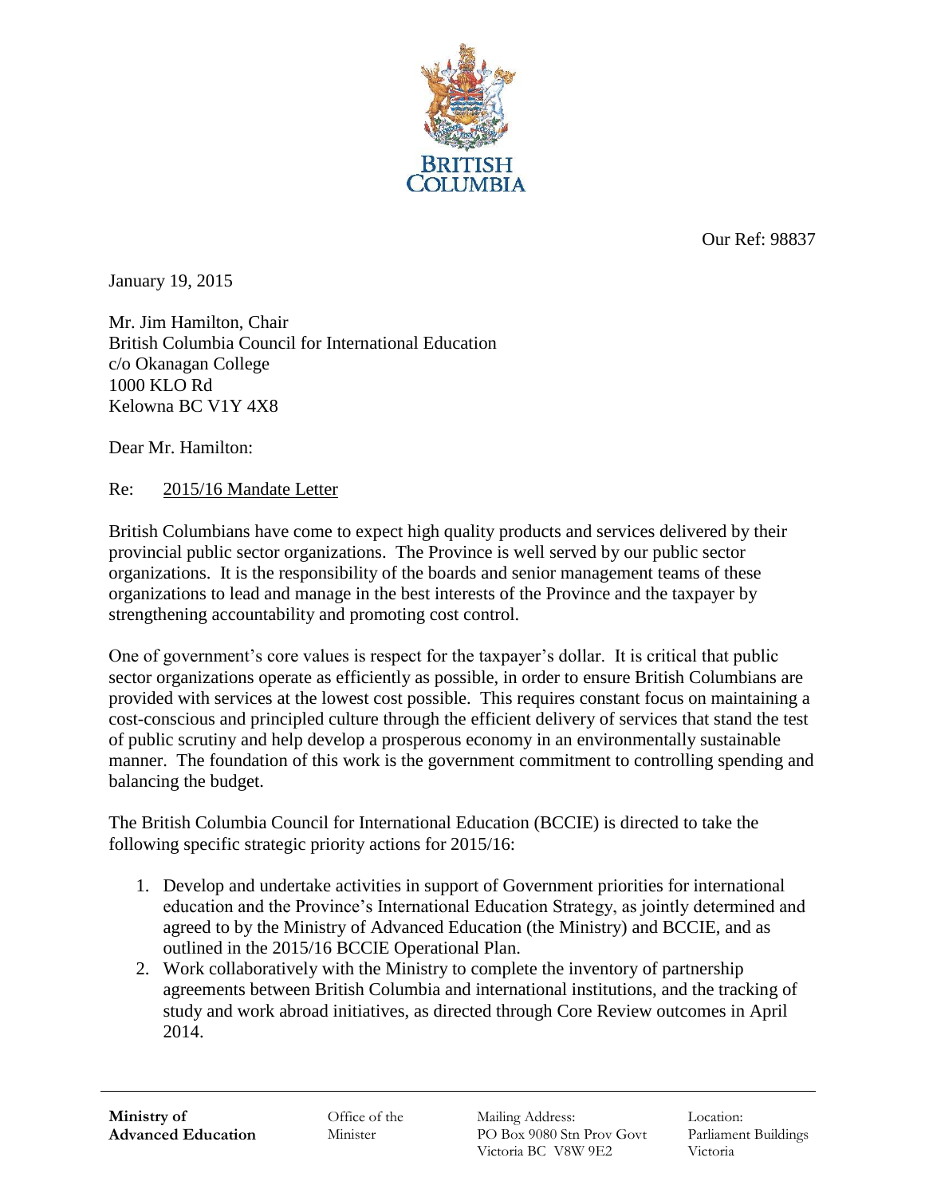BRITISH COLUMBIA

Our Ref: 98837

January 19, 2015

Mr. Jim Hamilton, Chair
British Columbia Council for International Education
c/o Okanagan College
1000 KLO Rd
Kelowna BC V1Y 4X8

Dear Mr. Hamilton:

Re: 2015/16 Mandate Letter

British Columbians have come to expect high quality products and services delivered by their provincial public sector organizations. The Province is well served by our public sector organizations. It is the responsibility of the boards and senior management teams of these organizations to lead and manage in the best interests of the Province and the taxpayer by strengthening accountability and promoting cost control.

One of government's core values is respect for the taxpayer's dollar. It is critical that public sector organizations operate as efficiently as possible, in order to ensure British Columbians are provided with services at the lowest cost possible. This requires constant focus on maintaining a cost-conscious and principled culture through the efficient delivery of services that stand the test of public scrutiny and help develop a prosperous economy in an environmentally sustainable manner. The foundation of this work is the government commitment to controlling spending and balancing the budget.

The British Columbia Council for International Education (BCCIE) is directed to take the following specific strategic priority actions for 2015/16:

1. Develop and undertake activities in support of Government priorities for international education and the Province's International Education Strategy, as jointly determined and agreed to by the Ministry of Advanced Education (the Ministry) and BCCIE, and as outlined in the 2015/16 BCCIE Operational Plan.
2. Work collaboratively with the Ministry to complete the inventory of partnership agreements between British Columbia and international institutions, and the tracking of study and work abroad initiatives, as directed through Core Review outcomes in April 2014.

**Ministry of Advanced Education** | Office of the Minister | Mailing Address: PO Box 9080 Stn Prov Govt Victoria BC V8W 9E2 | Location: Parliament Buildings Victoria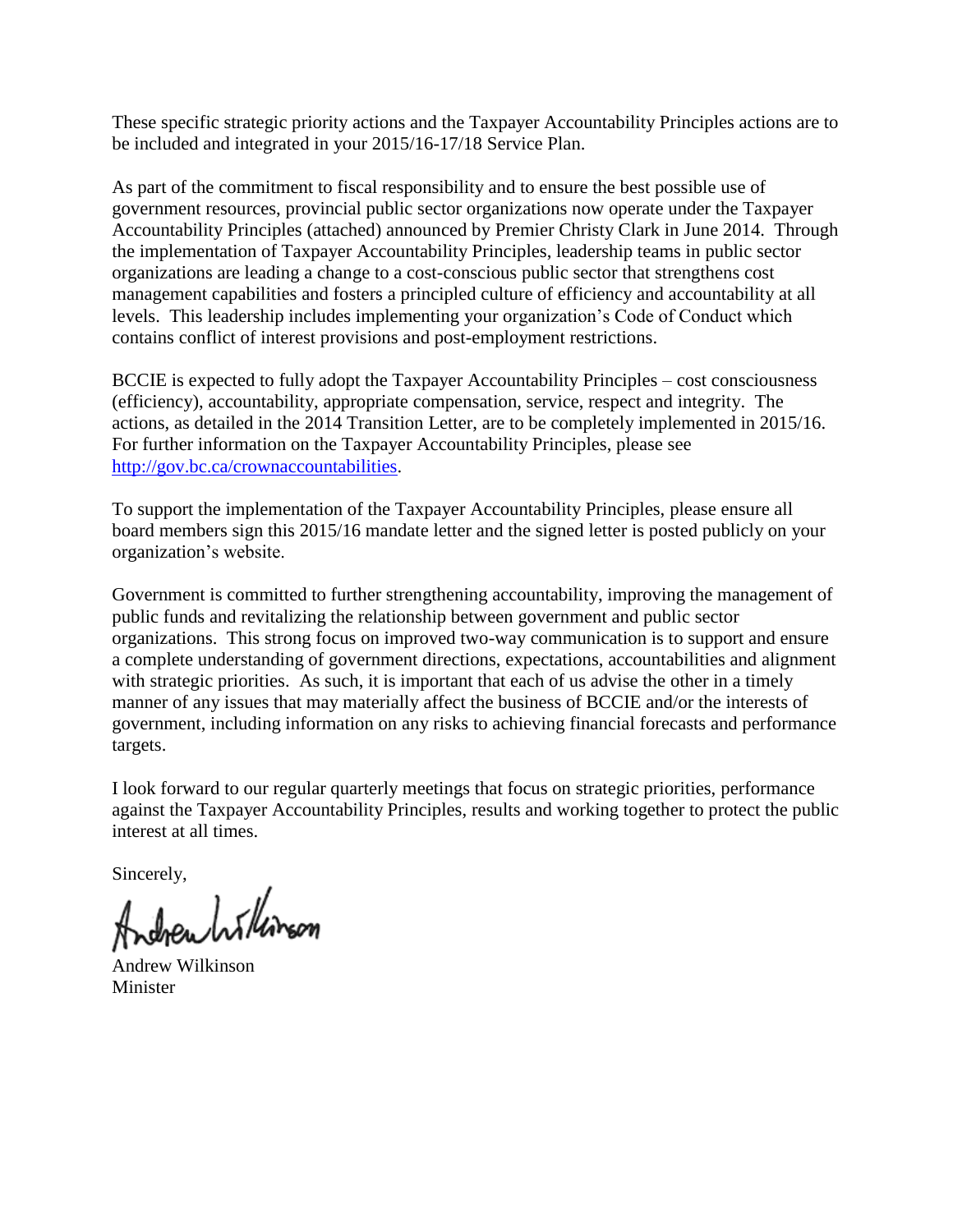These specific strategic priority actions and the Taxpayer Accountability Principles actions are to be included and integrated in your 2015/16-17/18 Service Plan.

As part of the commitment to fiscal responsibility and to ensure the best possible use of government resources, provincial public sector organizations now operate under the Taxpayer Accountability Principles (attached) announced by Premier Christy Clark in June 2014. Through the implementation of Taxpayer Accountability Principles, leadership teams in public sector organizations are leading a change to a cost-conscious public sector that strengthens cost management capabilities and fosters a principled culture of efficiency and accountability at all levels. This leadership includes implementing your organization's Code of Conduct which contains conflict of interest provisions and post-employment restrictions.

BCCIE is expected to fully adopt the Taxpayer Accountability Principles – cost consciousness (efficiency), accountability, appropriate compensation, service, respect and integrity. The actions, as detailed in the 2014 Transition Letter, are to be completely implemented in 2015/16. For further information on the Taxpayer Accountability Principles, please see http://gov.bc.ca/crownaccountabilities.

To support the implementation of the Taxpayer Accountability Principles, please ensure all board members sign this 2015/16 mandate letter and the signed letter is posted publicly on your organization's website.

Government is committed to further strengthening accountability, improving the management of public funds and revitalizing the relationship between government and public sector organizations. This strong focus on improved two-way communication is to support and ensure a complete understanding of government directions, expectations, accountabilities and alignment with strategic priorities. As such, it is important that each of us advise the other in a timely manner of any issues that may materially affect the business of BCCIE and/or the interests of government, including information on any risks to achieving financial forecasts and performance targets.

I look forward to our regular quarterly meetings that focus on strategic priorities, performance against the Taxpayer Accountability Principles, results and working together to protect the public interest at all times.

Sincerely,

Andrew Wilkinson
Minister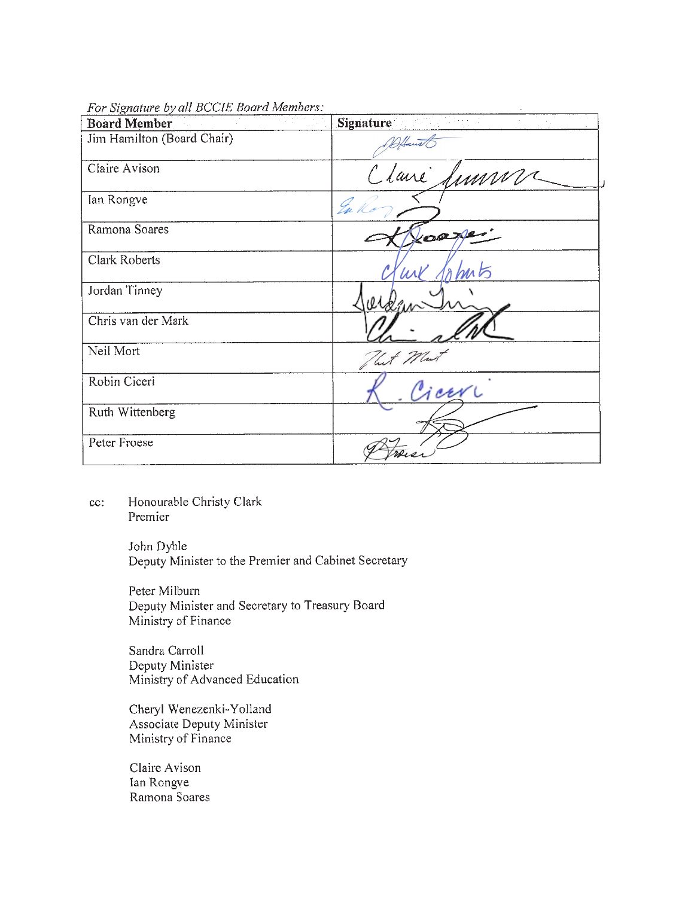*For Signature by all BCCIE Board Members:*

| Board Member | Signature |
|---|---|
| Jim Hamilton (Board Chair) | |
| Claire Avison | |
| Ian Rongve | |
| Ramona Soares | |
| Clark Roberts | |
| Jordan Tinney | |
| Chris van der Mark | |
| Neil Mort | |
| Robin Ciceri | |
| Ruth Wittenberg | |
| Peter Froese | |

cc: Honourable Christy Clark
Premier

John Dyble
Deputy Minister to the Premier and Cabinet Secretary

Peter Milburn
Deputy Minister and Secretary to Treasury Board
Ministry of Finance

Sandra Carroll
Deputy Minister
Ministry of Advanced Education

Cheryl Wenezenki-Yolland
Associate Deputy Minister
Ministry of Finance

Claire Avison
Ian Rongve
Ramona Soares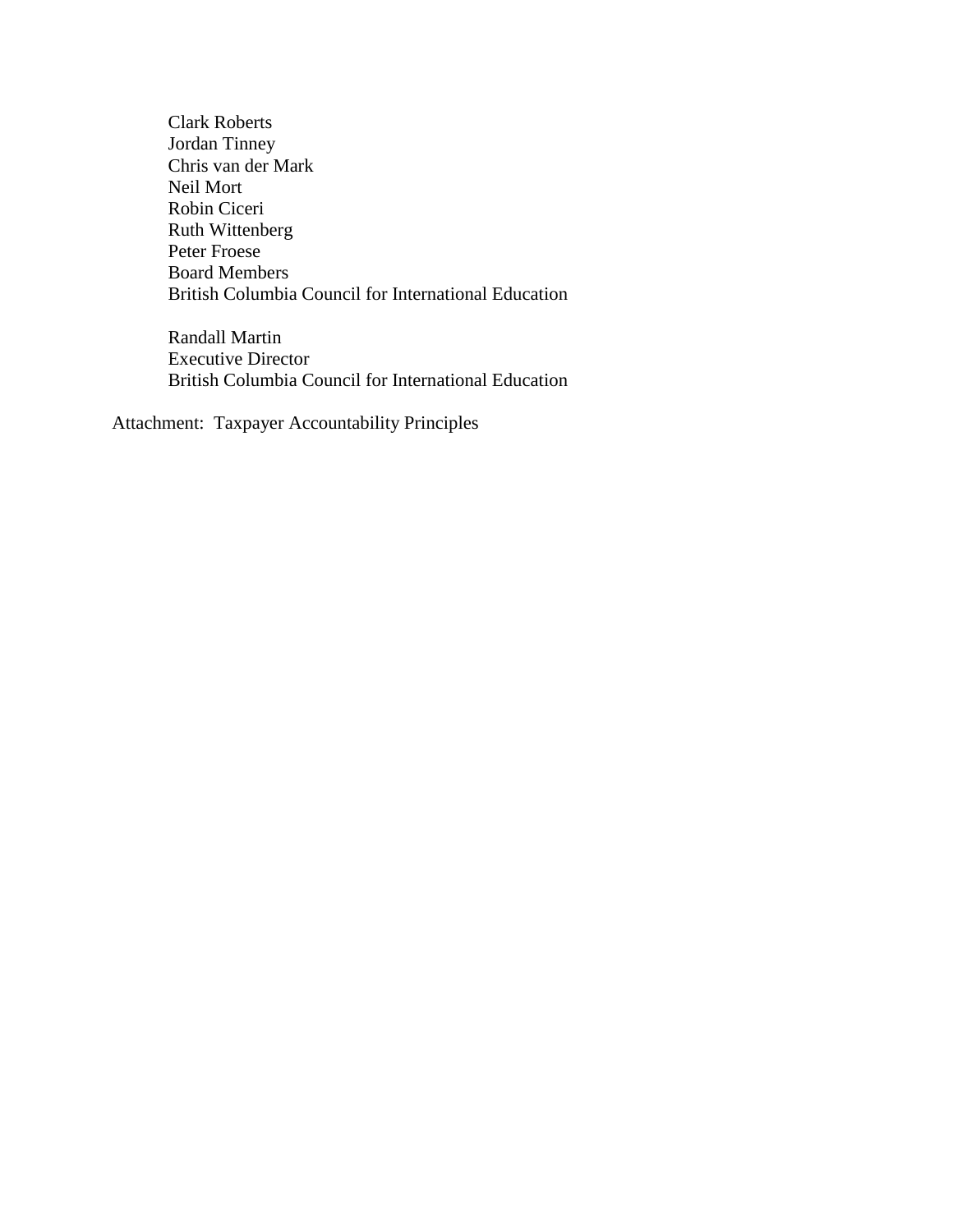Clark Roberts  
Jordan Tinney  
Chris van der Mark  
Neil Mort  
Robin Ciceri  
Ruth Wittenberg  
Peter Froese  
Board Members  
British Columbia Council for International Education

Randall Martin  
Executive Director  
British Columbia Council for International Education

Attachment: Taxpayer Accountability Principles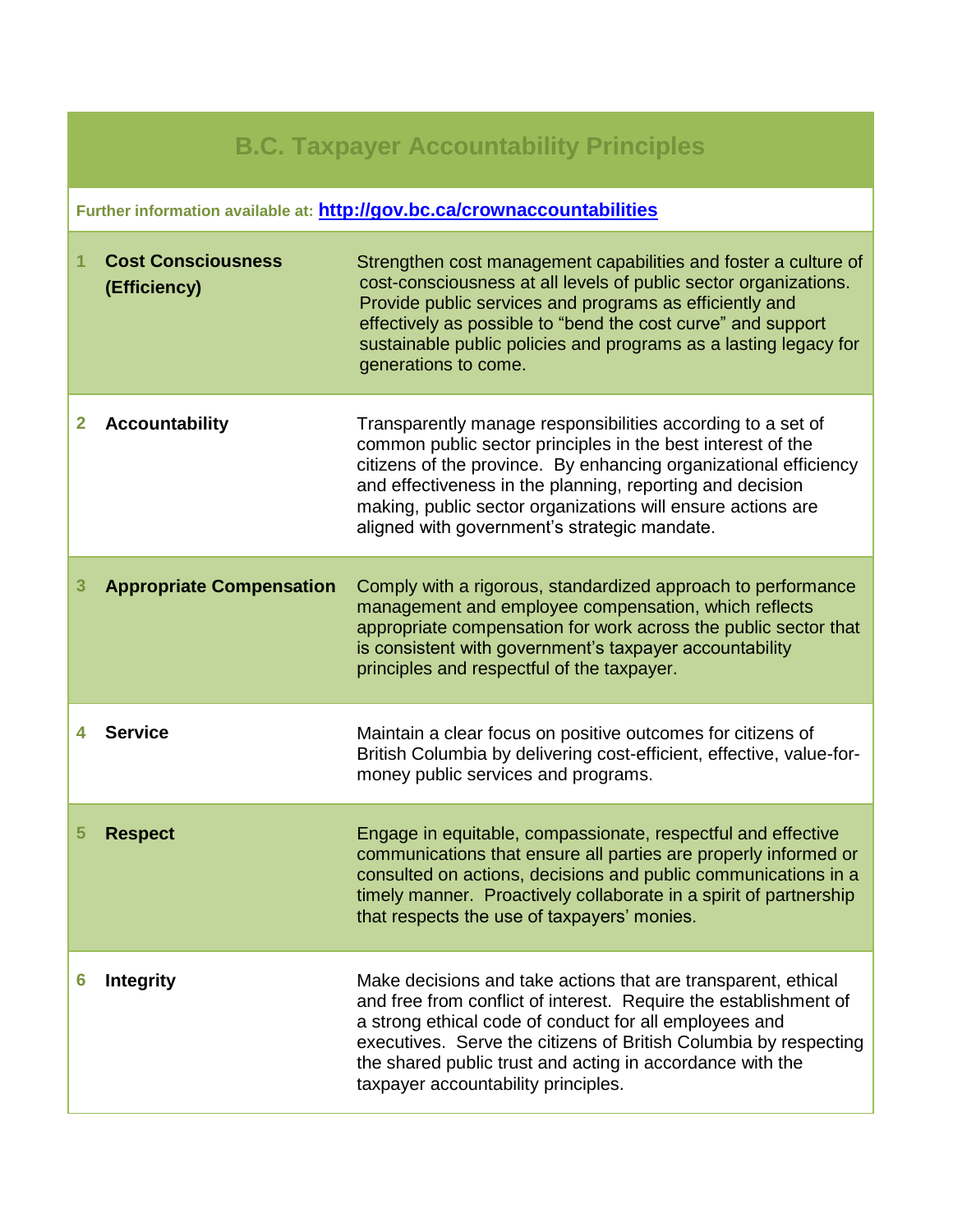## B.C. Taxpayer Accountability Principles

**Further information available at:** http://gov.bc.ca/crownaccountabilities

| | | |
|---|---|---|
| 1 | **Cost Consciousness (Efficiency)** | Strengthen cost management capabilities and foster a culture of cost-consciousness at all levels of public sector organizations. Provide public services and programs as efficiently and effectively as possible to "bend the cost curve" and support sustainable public policies and programs as a lasting legacy for generations to come. |
| 2 | **Accountability** | Transparently manage responsibilities according to a set of common public sector principles in the best interest of the citizens of the province. By enhancing organizational efficiency and effectiveness in the planning, reporting and decision making, public sector organizations will ensure actions are aligned with government's strategic mandate. |
| 3 | **Appropriate Compensation** | Comply with a rigorous, standardized approach to performance management and employee compensation, which reflects appropriate compensation for work across the public sector that is consistent with government's taxpayer accountability principles and respectful of the taxpayer. |
| 4 | **Service** | Maintain a clear focus on positive outcomes for citizens of British Columbia by delivering cost-efficient, effective, value-for-money public services and programs. |
| 5 | **Respect** | Engage in equitable, compassionate, respectful and effective communications that ensure all parties are properly informed or consulted on actions, decisions and public communications in a timely manner. Proactively collaborate in a spirit of partnership that respects the use of taxpayers' monies. |
| 6 | **Integrity** | Make decisions and take actions that are transparent, ethical and free from conflict of interest. Require the establishment of a strong ethical code of conduct for all employees and executives. Serve the citizens of British Columbia by respecting the shared public trust and acting in accordance with the taxpayer accountability principles. |